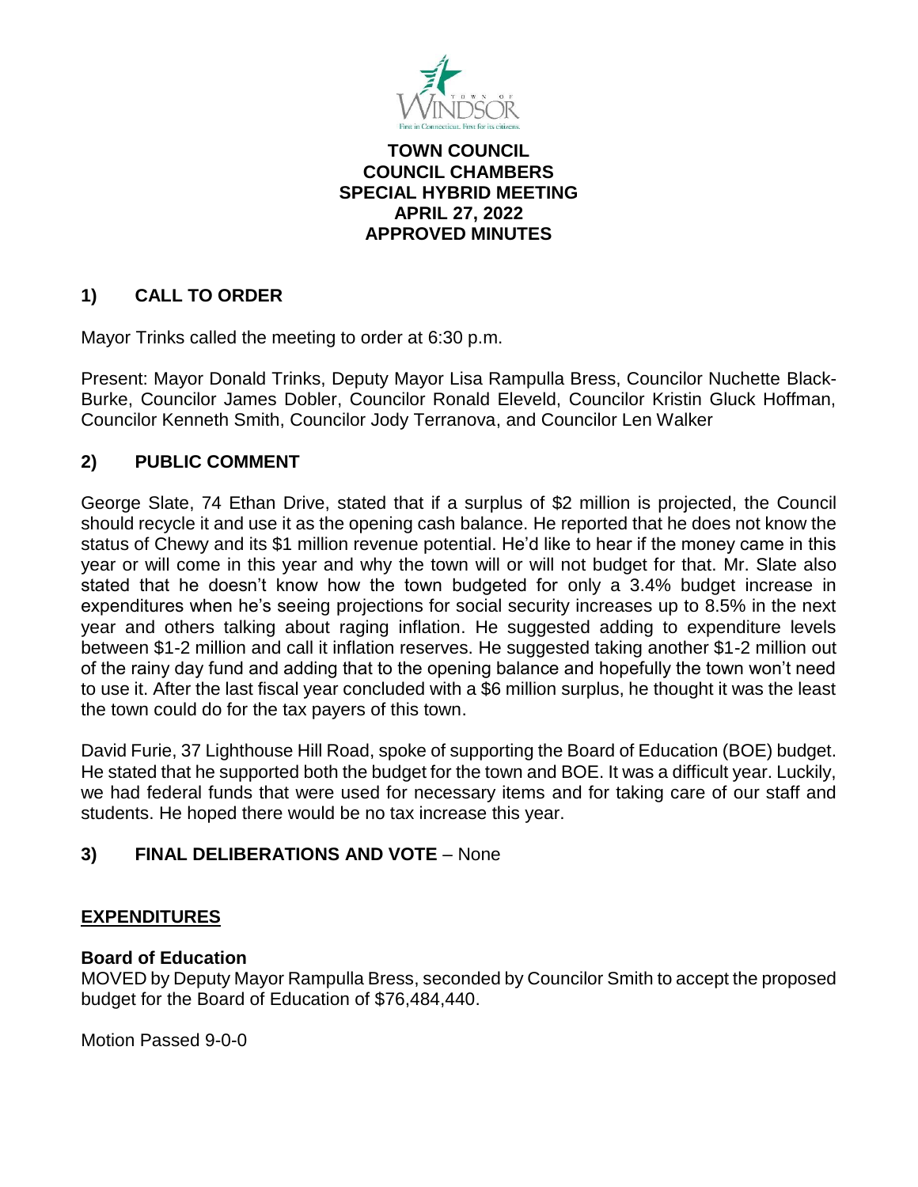**TOWN COUNCIL**
**COUNCIL CHAMBERS**
**SPECIAL HYBRID MEETING**
**APRIL 27, 2022**
**APPROVED MINUTES**

## 1) CALL TO ORDER

Mayor Trinks called the meeting to order at 6:30 p.m.

Present: Mayor Donald Trinks, Deputy Mayor Lisa Rampulla Bress, Councilor Nuchette Black-Burke, Councilor James Dobler, Councilor Ronald Eleveld, Councilor Kristin Gluck Hoffman, Councilor Kenneth Smith, Councilor Jody Terranova, and Councilor Len Walker

## 2) PUBLIC COMMENT

George Slate, 74 Ethan Drive, stated that if a surplus of $2 million is projected, the Council should recycle it and use it as the opening cash balance. He reported that he does not know the status of Chewy and its $1 million revenue potential. He'd like to hear if the money came in this year or will come in this year and why the town will or will not budget for that. Mr. Slate also stated that he doesn't know how the town budgeted for only a 3.4% budget increase in expenditures when he's seeing projections for social security increases up to 8.5% in the next year and others talking about raging inflation. He suggested adding to expenditure levels between $1-2 million and call it inflation reserves. He suggested taking another $1-2 million out of the rainy day fund and adding that to the opening balance and hopefully the town won't need to use it. After the last fiscal year concluded with a $6 million surplus, he thought it was the least the town could do for the tax payers of this town.

David Furie, 37 Lighthouse Hill Road, spoke of supporting the Board of Education (BOE) budget. He stated that he supported both the budget for the town and BOE. It was a difficult year. Luckily, we had federal funds that were used for necessary items and for taking care of our staff and students. He hoped there would be no tax increase this year.

## 3) FINAL DELIBERATIONS AND VOTE – None

### EXPENDITURES

**Board of Education**
MOVED by Deputy Mayor Rampulla Bress, seconded by Councilor Smith to accept the proposed budget for the Board of Education of $76,484,440.

Motion Passed 9-0-0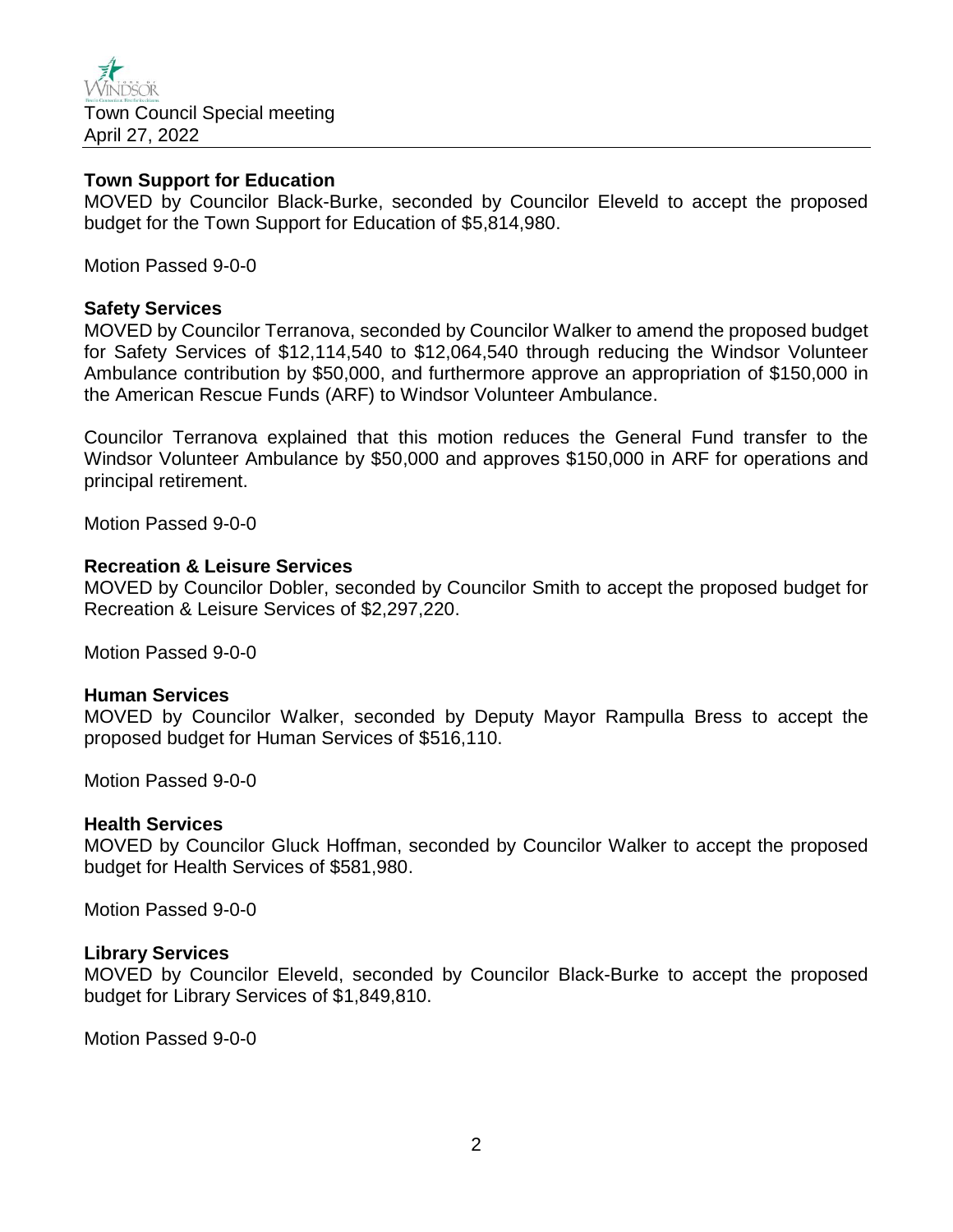**Town Support for Education**
MOVED by Councilor Black-Burke, seconded by Councilor Eleveld to accept the proposed budget for the Town Support for Education of $5,814,980.

Motion Passed 9-0-0

**Safety Services**
MOVED by Councilor Terranova, seconded by Councilor Walker to amend the proposed budget for Safety Services of $12,114,540 to $12,064,540 through reducing the Windsor Volunteer Ambulance contribution by $50,000, and furthermore approve an appropriation of $150,000 in the American Rescue Funds (ARF) to Windsor Volunteer Ambulance.

Councilor Terranova explained that this motion reduces the General Fund transfer to the Windsor Volunteer Ambulance by $50,000 and approves $150,000 in ARF for operations and principal retirement.

Motion Passed 9-0-0

**Recreation & Leisure Services**
MOVED by Councilor Dobler, seconded by Councilor Smith to accept the proposed budget for Recreation & Leisure Services of $2,297,220.

Motion Passed 9-0-0

**Human Services**
MOVED by Councilor Walker, seconded by Deputy Mayor Rampulla Bress to accept the proposed budget for Human Services of $516,110.

Motion Passed 9-0-0

**Health Services**
MOVED by Councilor Gluck Hoffman, seconded by Councilor Walker to accept the proposed budget for Health Services of $581,980.

Motion Passed 9-0-0

**Library Services**
MOVED by Councilor Eleveld, seconded by Councilor Black-Burke to accept the proposed budget for Library Services of $1,849,810.

Motion Passed 9-0-0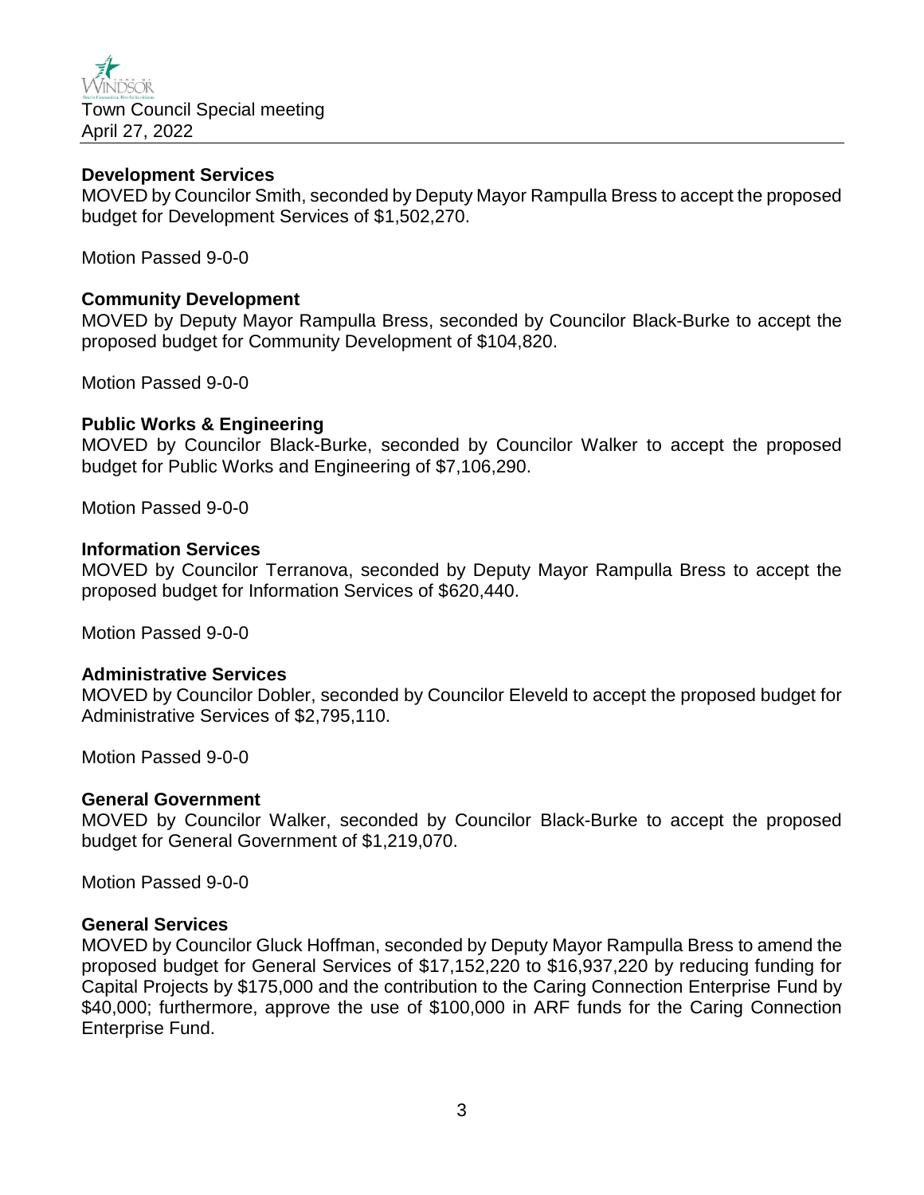### Development Services

MOVED by Councilor Smith, seconded by Deputy Mayor Rampulla Bress to accept the proposed budget for Development Services of $1,502,270.

Motion Passed 9-0-0

### Community Development

MOVED by Deputy Mayor Rampulla Bress, seconded by Councilor Black-Burke to accept the proposed budget for Community Development of $104,820.

Motion Passed 9-0-0

### Public Works & Engineering

MOVED by Councilor Black-Burke, seconded by Councilor Walker to accept the proposed budget for Public Works and Engineering of $7,106,290.

Motion Passed 9-0-0

### Information Services

MOVED by Councilor Terranova, seconded by Deputy Mayor Rampulla Bress to accept the proposed budget for Information Services of $620,440.

Motion Passed 9-0-0

### Administrative Services

MOVED by Councilor Dobler, seconded by Councilor Eleveld to accept the proposed budget for Administrative Services of $2,795,110.

Motion Passed 9-0-0

### General Government

MOVED by Councilor Walker, seconded by Councilor Black-Burke to accept the proposed budget for General Government of $1,219,070.

Motion Passed 9-0-0

### General Services

MOVED by Councilor Gluck Hoffman, seconded by Deputy Mayor Rampulla Bress to amend the proposed budget for General Services of $17,152,220 to $16,937,220 by reducing funding for Capital Projects by $175,000 and the contribution to the Caring Connection Enterprise Fund by $40,000; furthermore, approve the use of $100,000 in ARF funds for the Caring Connection Enterprise Fund.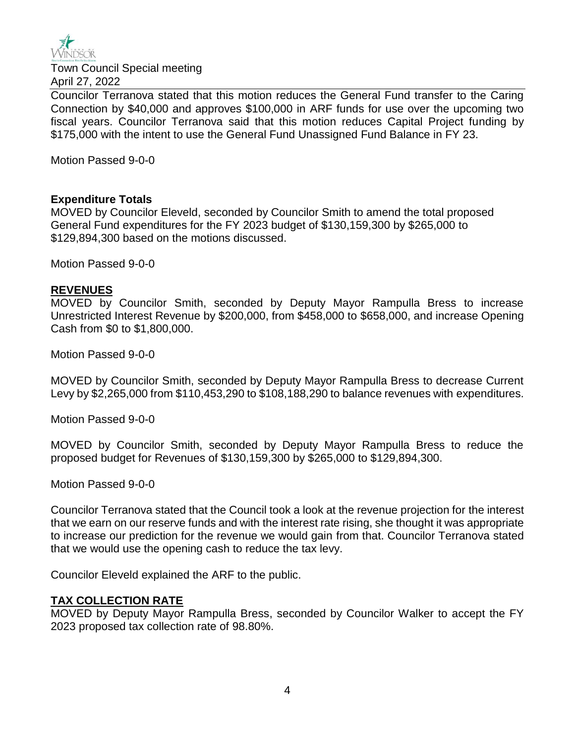Councilor Terranova stated that this motion reduces the General Fund transfer to the Caring Connection by $40,000 and approves $100,000 in ARF funds for use over the upcoming two fiscal years. Councilor Terranova said that this motion reduces Capital Project funding by $175,000 with the intent to use the General Fund Unassigned Fund Balance in FY 23.

Motion Passed 9-0-0

**Expenditure Totals**

MOVED by Councilor Eleveld, seconded by Councilor Smith to amend the total proposed General Fund expenditures for the FY 2023 budget of $130,159,300 by $265,000 to $129,894,300 based on the motions discussed.

Motion Passed 9-0-0

**REVENUES**

MOVED by Councilor Smith, seconded by Deputy Mayor Rampulla Bress to increase Unrestricted Interest Revenue by $200,000, from $458,000 to $658,000, and increase Opening Cash from $0 to $1,800,000.

Motion Passed 9-0-0

MOVED by Councilor Smith, seconded by Deputy Mayor Rampulla Bress to decrease Current Levy by $2,265,000 from $110,453,290 to $108,188,290 to balance revenues with expenditures.

Motion Passed 9-0-0

MOVED by Councilor Smith, seconded by Deputy Mayor Rampulla Bress to reduce the proposed budget for Revenues of $130,159,300 by $265,000 to $129,894,300.

Motion Passed 9-0-0

Councilor Terranova stated that the Council took a look at the revenue projection for the interest that we earn on our reserve funds and with the interest rate rising, she thought it was appropriate to increase our prediction for the revenue we would gain from that. Councilor Terranova stated that we would use the opening cash to reduce the tax levy.

Councilor Eleveld explained the ARF to the public.

**TAX COLLECTION RATE**

MOVED by Deputy Mayor Rampulla Bress, seconded by Councilor Walker to accept the FY 2023 proposed tax collection rate of 98.80%.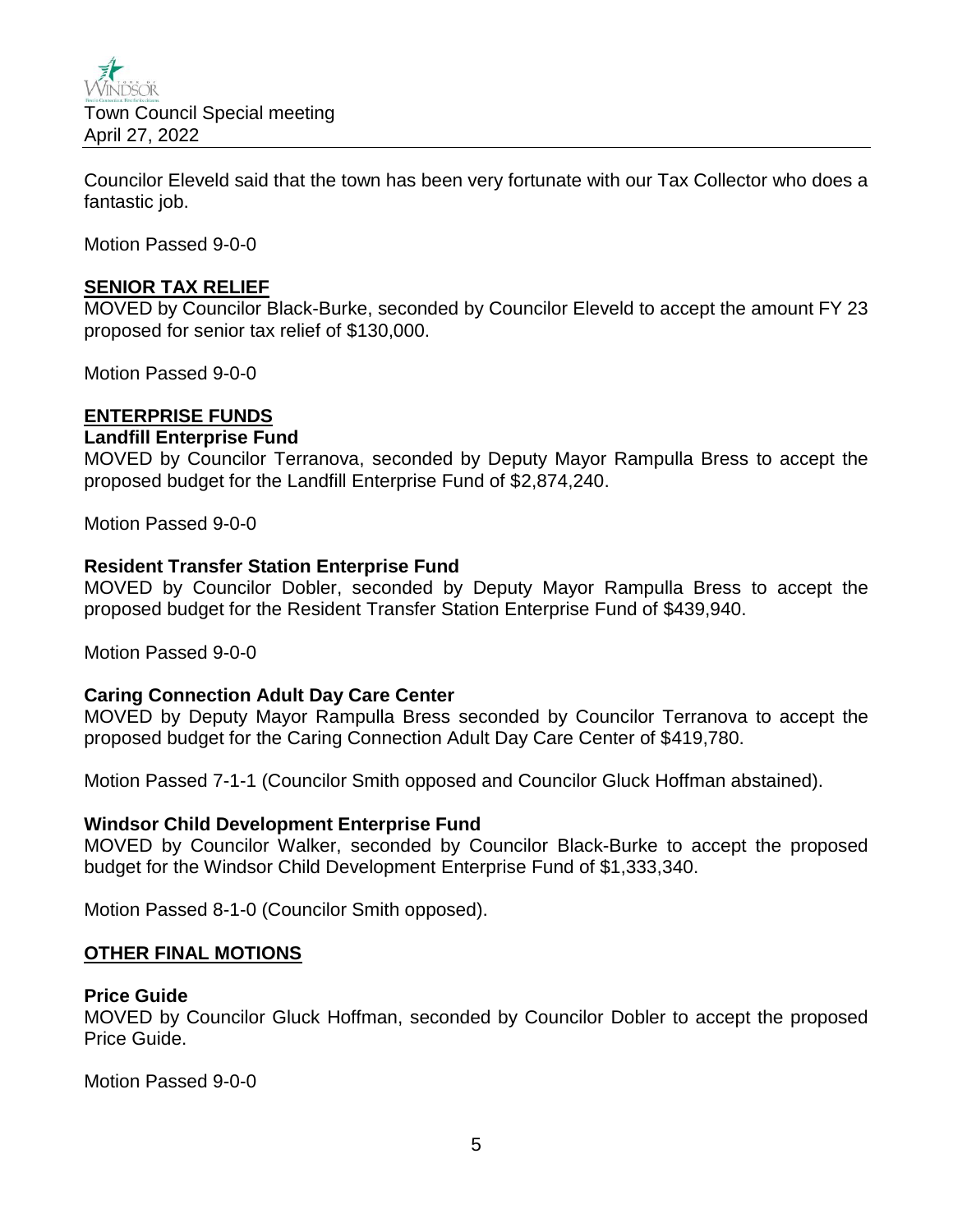Councilor Eleveld said that the town has been very fortunate with our Tax Collector who does a fantastic job.

Motion Passed 9-0-0

## SENIOR TAX RELIEF

MOVED by Councilor Black-Burke, seconded by Councilor Eleveld to accept the amount FY 23 proposed for senior tax relief of $130,000.

Motion Passed 9-0-0

## ENTERPRISE FUNDS

### Landfill Enterprise Fund

MOVED by Councilor Terranova, seconded by Deputy Mayor Rampulla Bress to accept the proposed budget for the Landfill Enterprise Fund of $2,874,240.

Motion Passed 9-0-0

### Resident Transfer Station Enterprise Fund

MOVED by Councilor Dobler, seconded by Deputy Mayor Rampulla Bress to accept the proposed budget for the Resident Transfer Station Enterprise Fund of $439,940.

Motion Passed 9-0-0

### Caring Connection Adult Day Care Center

MOVED by Deputy Mayor Rampulla Bress seconded by Councilor Terranova to accept the proposed budget for the Caring Connection Adult Day Care Center of $419,780.

Motion Passed 7-1-1 (Councilor Smith opposed and Councilor Gluck Hoffman abstained).

### Windsor Child Development Enterprise Fund

MOVED by Councilor Walker, seconded by Councilor Black-Burke to accept the proposed budget for the Windsor Child Development Enterprise Fund of $1,333,340.

Motion Passed 8-1-0 (Councilor Smith opposed).

## OTHER FINAL MOTIONS

### Price Guide

MOVED by Councilor Gluck Hoffman, seconded by Councilor Dobler to accept the proposed Price Guide.

Motion Passed 9-0-0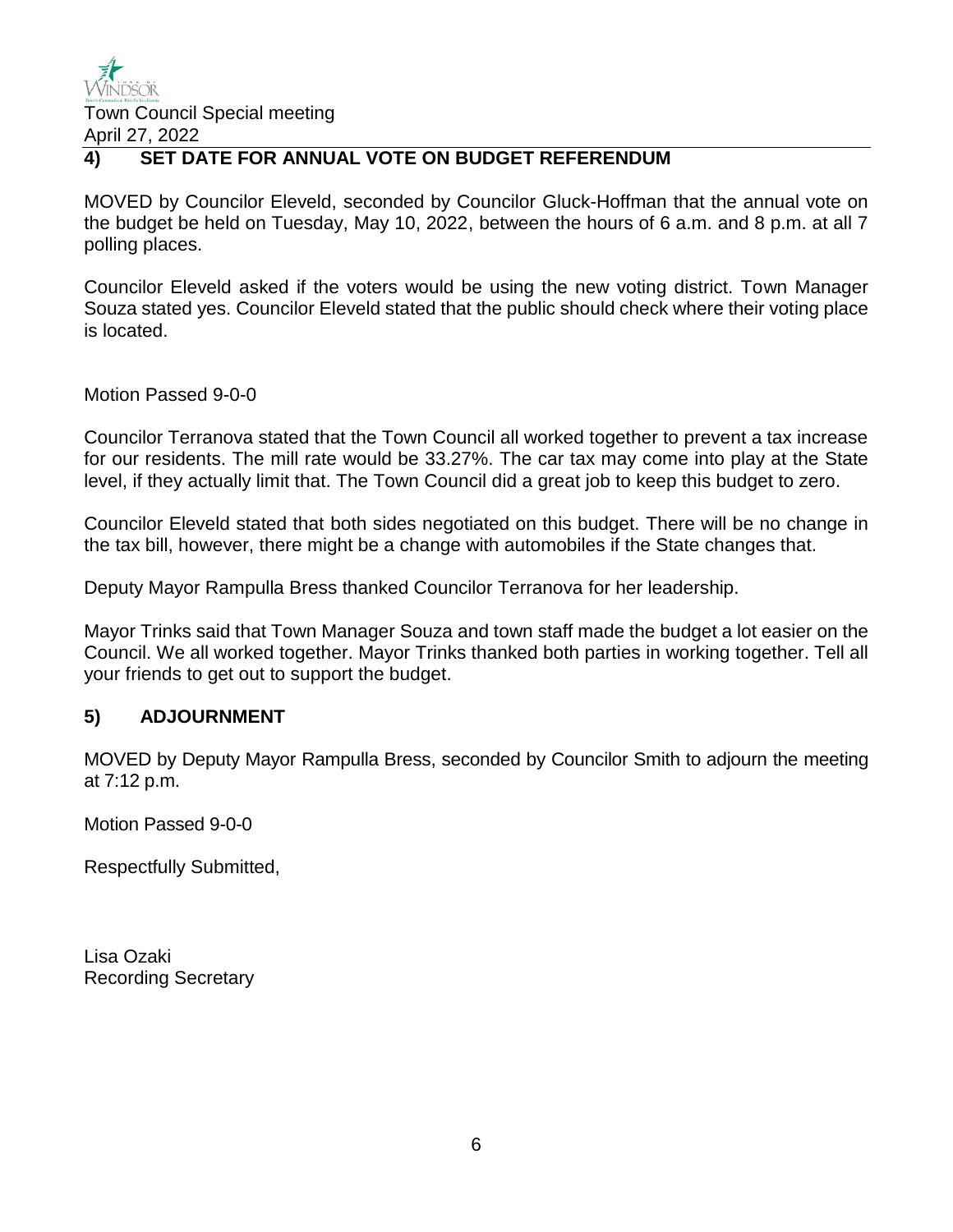## 4) SET DATE FOR ANNUAL VOTE ON BUDGET REFERENDUM

MOVED by Councilor Eleveld, seconded by Councilor Gluck-Hoffman that the annual vote on the budget be held on Tuesday, May 10, 2022, between the hours of 6 a.m. and 8 p.m. at all 7 polling places.

Councilor Eleveld asked if the voters would be using the new voting district. Town Manager Souza stated yes. Councilor Eleveld stated that the public should check where their voting place is located.

Motion Passed 9-0-0

Councilor Terranova stated that the Town Council all worked together to prevent a tax increase for our residents. The mill rate would be 33.27%. The car tax may come into play at the State level, if they actually limit that. The Town Council did a great job to keep this budget to zero.

Councilor Eleveld stated that both sides negotiated on this budget. There will be no change in the tax bill, however, there might be a change with automobiles if the State changes that.

Deputy Mayor Rampulla Bress thanked Councilor Terranova for her leadership.

Mayor Trinks said that Town Manager Souza and town staff made the budget a lot easier on the Council. We all worked together. Mayor Trinks thanked both parties in working together. Tell all your friends to get out to support the budget.

## 5) ADJOURNMENT

MOVED by Deputy Mayor Rampulla Bress, seconded by Councilor Smith to adjourn the meeting at 7:12 p.m.

Motion Passed 9-0-0

Respectfully Submitted,

Lisa Ozaki
Recording Secretary